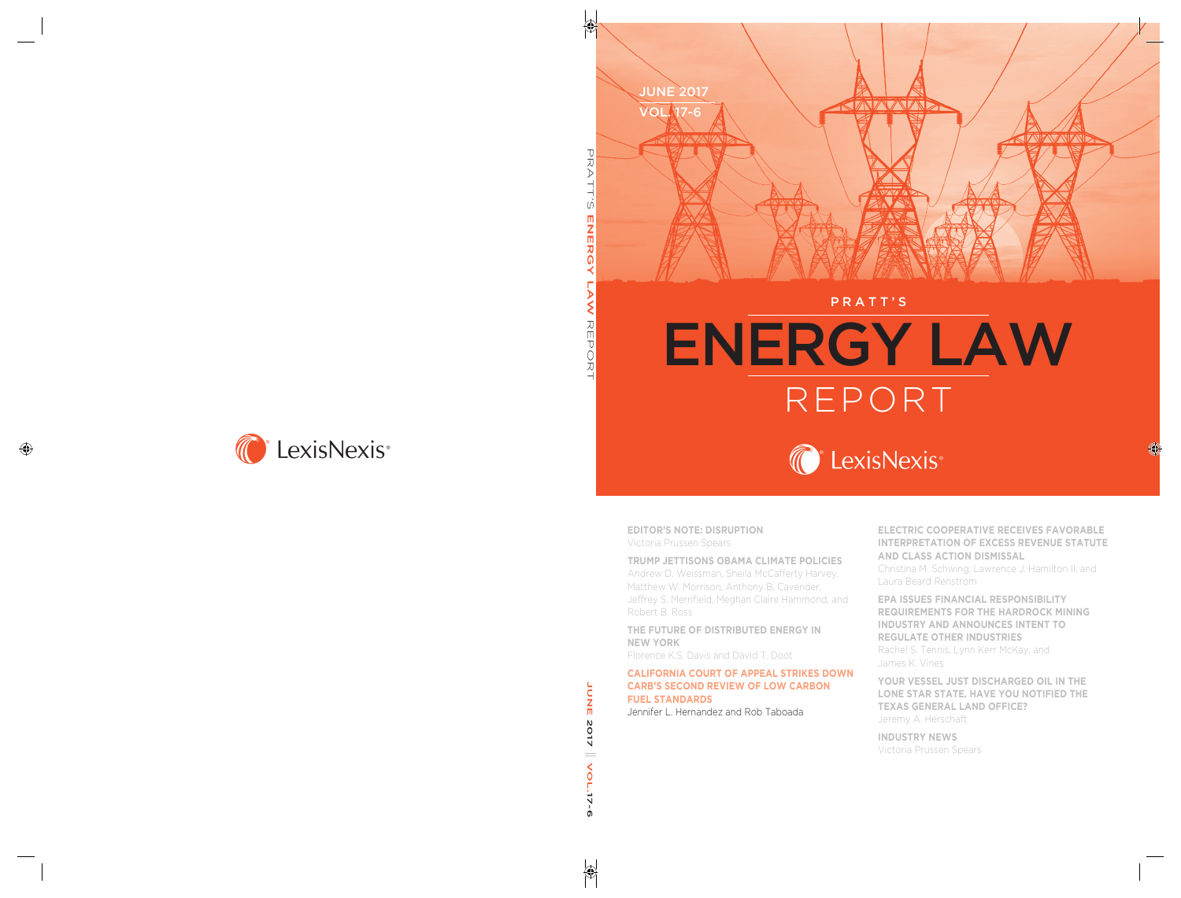JUNE 2017

VOL. 17-6

# PRATT'S ENERGY LAW REPORT

LexisNexis

**EDITOR'S NOTE: DISRUPTION**
Victoria Prussen Spears

**TRUMP JETTISONS OBAMA CLIMATE POLICIES**
Andrew D. Weissman, Sheila McCafferty Harvey, Matthew W. Morrison, Anthony B. Cavender, Jeffrey S. Merrifield, Meghan Claire Hammond, and Robert B. Ross

**THE FUTURE OF DISTRIBUTED ENERGY IN NEW YORK**
Florence K.S. Davis and David T. Doot

**CALIFORNIA COURT OF APPEAL STRIKES DOWN CARB'S SECOND REVIEW OF LOW CARBON FUEL STANDARDS**
Jennifer L. Hernandez and Rob Taboada

**ELECTRIC COOPERATIVE RECEIVES FAVORABLE INTERPRETATION OF EXCESS REVENUE STATUTE AND CLASS ACTION DISMISSAL**
Christina M. Schwing, Lawrence J. Hamilton II, and Laura Beard Renstrom

**EPA ISSUES FINANCIAL RESPONSIBILITY REQUIREMENTS FOR THE HARDROCK MINING INDUSTRY AND ANNOUNCES INTENT TO REGULATE OTHER INDUSTRIES**
Rachel S. Tennis, Lynn Kerr McKay, and James K. Vines

**YOUR VESSEL JUST DISCHARGED OIL IN THE LONE STAR STATE. HAVE YOU NOTIFIED THE TEXAS GENERAL LAND OFFICE?**
Jeremy A. Herschaft

**INDUSTRY NEWS**
Victoria Prussen Spears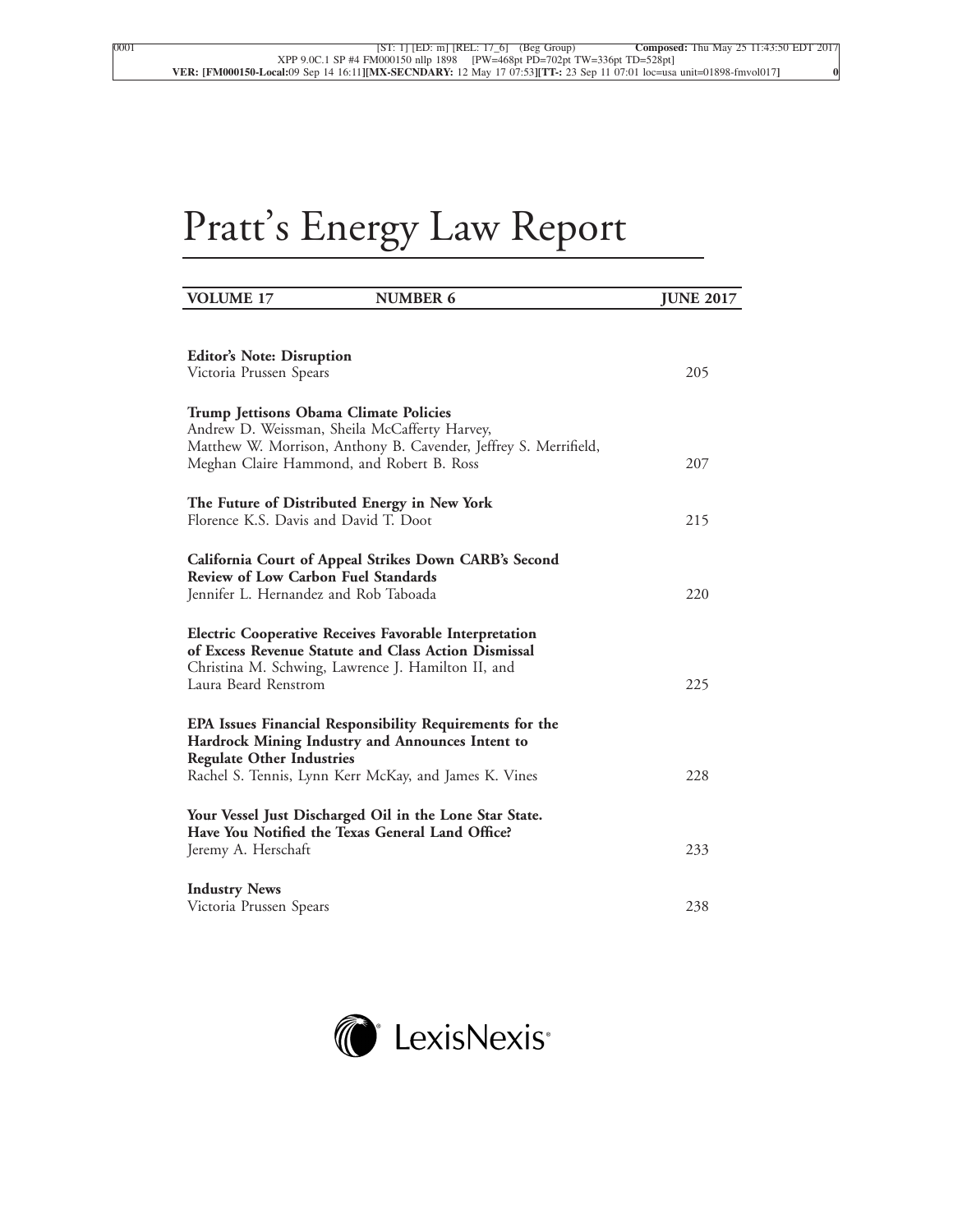# Pratt's Energy Law Report

| VOLUME 17 | NUMBER 6 | JUNE 2017 |
| --- | --- | --- |

**Editor's Note: Disruption**
Victoria Prussen Spears — 205

**Trump Jettisons Obama Climate Policies**
Andrew D. Weissman, Sheila McCafferty Harvey, Matthew W. Morrison, Anthony B. Cavender, Jeffrey S. Merrifield, Meghan Claire Hammond, and Robert B. Ross — 207

**The Future of Distributed Energy in New York**
Florence K.S. Davis and David T. Doot — 215

**California Court of Appeal Strikes Down CARB's Second Review of Low Carbon Fuel Standards**
Jennifer L. Hernandez and Rob Taboada — 220

**Electric Cooperative Receives Favorable Interpretation of Excess Revenue Statute and Class Action Dismissal**
Christina M. Schwing, Lawrence J. Hamilton II, and Laura Beard Renstrom — 225

**EPA Issues Financial Responsibility Requirements for the Hardrock Mining Industry and Announces Intent to Regulate Other Industries**
Rachel S. Tennis, Lynn Kerr McKay, and James K. Vines — 228

**Your Vessel Just Discharged Oil in the Lone Star State. Have You Notified the Texas General Land Office?**
Jeremy A. Herschaft — 233

**Industry News**
Victoria Prussen Spears — 238

LexisNexis®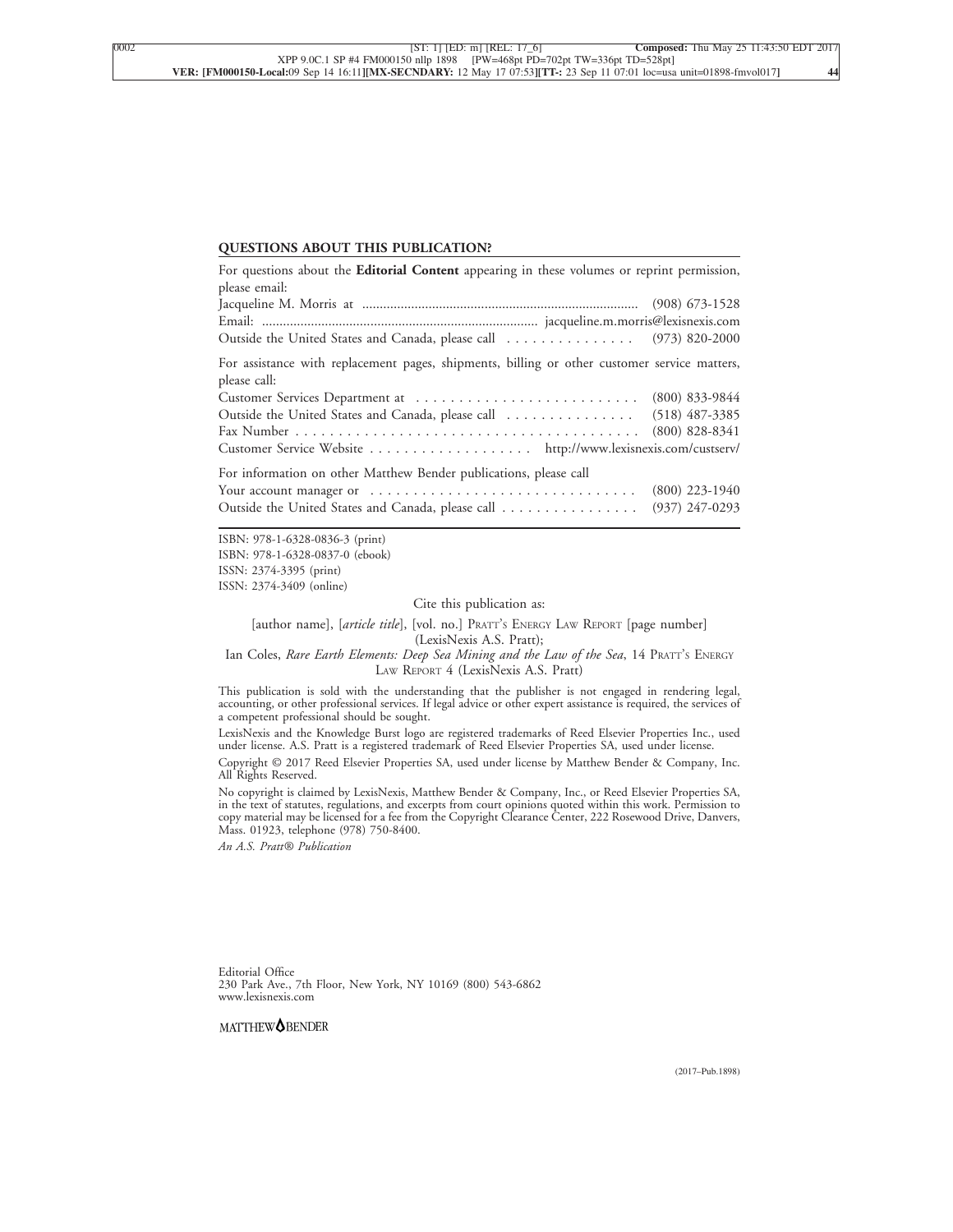**QUESTIONS ABOUT THIS PUBLICATION?**

For questions about the **Editorial Content** appearing in these volumes or reprint permission, please email:

Jacqueline M. Morris at ................................................................................ (908) 673-1528
Email: ................................................................................ jacqueline.m.morris@lexisnexis.com
Outside the United States and Canada, please call . . . . . . . . . . . . . . . (973) 820-2000

For assistance with replacement pages, shipments, billing or other customer service matters, please call:

Customer Services Department at . . . . . . . . . . . . . . . . . . . . . . . . . . (800) 833-9844
Outside the United States and Canada, please call . . . . . . . . . . . . . . . (518) 487-3385
Fax Number . . . . . . . . . . . . . . . . . . . . . . . . . . . . . . . . . . . . . . . . . (800) 828-8341
Customer Service Website . . . . . . . . . . . . . . . . . . . http://www.lexisnexis.com/custserv/

For information on other Matthew Bender publications, please call

Your account manager or . . . . . . . . . . . . . . . . . . . . . . . . . . . . . . . (800) 223-1940
Outside the United States and Canada, please call . . . . . . . . . . . . . . . . (937) 247-0293

ISBN: 978-1-6328-0836-3 (print)
ISBN: 978-1-6328-0837-0 (ebook)
ISSN: 2374-3395 (print)
ISSN: 2374-3409 (online)

Cite this publication as:

[author name], [*article title*], [vol. no.] PRATT'S ENERGY LAW REPORT [page number] (LexisNexis A.S. Pratt);

Ian Coles, *Rare Earth Elements: Deep Sea Mining and the Law of the Sea*, 14 PRATT'S ENERGY LAW REPORT 4 (LexisNexis A.S. Pratt)

This publication is sold with the understanding that the publisher is not engaged in rendering legal, accounting, or other professional services. If legal advice or other expert assistance is required, the services of a competent professional should be sought.

LexisNexis and the Knowledge Burst logo are registered trademarks of Reed Elsevier Properties Inc., used under license. A.S. Pratt is a registered trademark of Reed Elsevier Properties SA, used under license.

Copyright © 2017 Reed Elsevier Properties SA, used under license by Matthew Bender & Company, Inc. All Rights Reserved.

No copyright is claimed by LexisNexis, Matthew Bender & Company, Inc., or Reed Elsevier Properties SA, in the text of statutes, regulations, and excerpts from court opinions quoted within this work. Permission to copy material may be licensed for a fee from the Copyright Clearance Center, 222 Rosewood Drive, Danvers, Mass. 01923, telephone (978) 750-8400.

*An A.S. Pratt® Publication*

Editorial Office
230 Park Ave., 7th Floor, New York, NY 10169 (800) 543-6862
www.lexisnexis.com

MATTHEW BENDER

(2017–Pub.1898)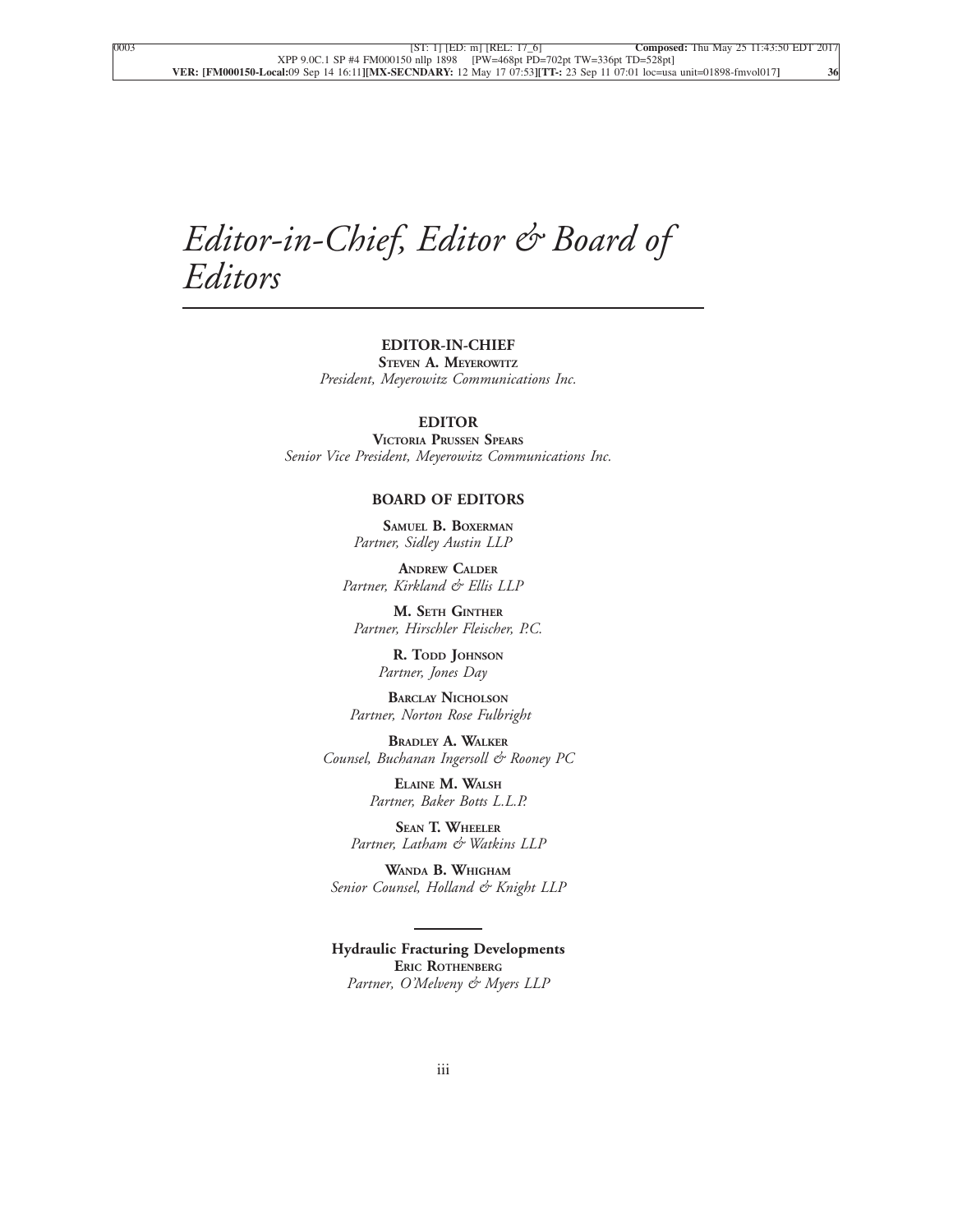# *Editor-in-Chief, Editor & Board of Editors*

**EDITOR-IN-CHIEF**

**STEVEN A. MEYEROWITZ**

*President, Meyerowitz Communications Inc.*

**EDITOR**

**VICTORIA PRUSSEN SPEARS**

*Senior Vice President, Meyerowitz Communications Inc.*

**BOARD OF EDITORS**

**SAMUEL B. BOXERMAN**

*Partner, Sidley Austin LLP*

**ANDREW CALDER**

*Partner, Kirkland & Ellis LLP*

**M. SETH GINTHER**

*Partner, Hirschler Fleischer, P.C.*

**R. TODD JOHNSON**

*Partner, Jones Day*

**BARCLAY NICHOLSON**

*Partner, Norton Rose Fulbright*

**BRADLEY A. WALKER**

*Counsel, Buchanan Ingersoll & Rooney PC*

**ELAINE M. WALSH**

*Partner, Baker Botts L.L.P.*

**SEAN T. WHEELER**

*Partner, Latham & Watkins LLP*

**WANDA B. WHIGHAM**

*Senior Counsel, Holland & Knight LLP*

---

**Hydraulic Fracturing Developments**

**ERIC ROTHENBERG**

*Partner, O'Melveny & Myers LLP*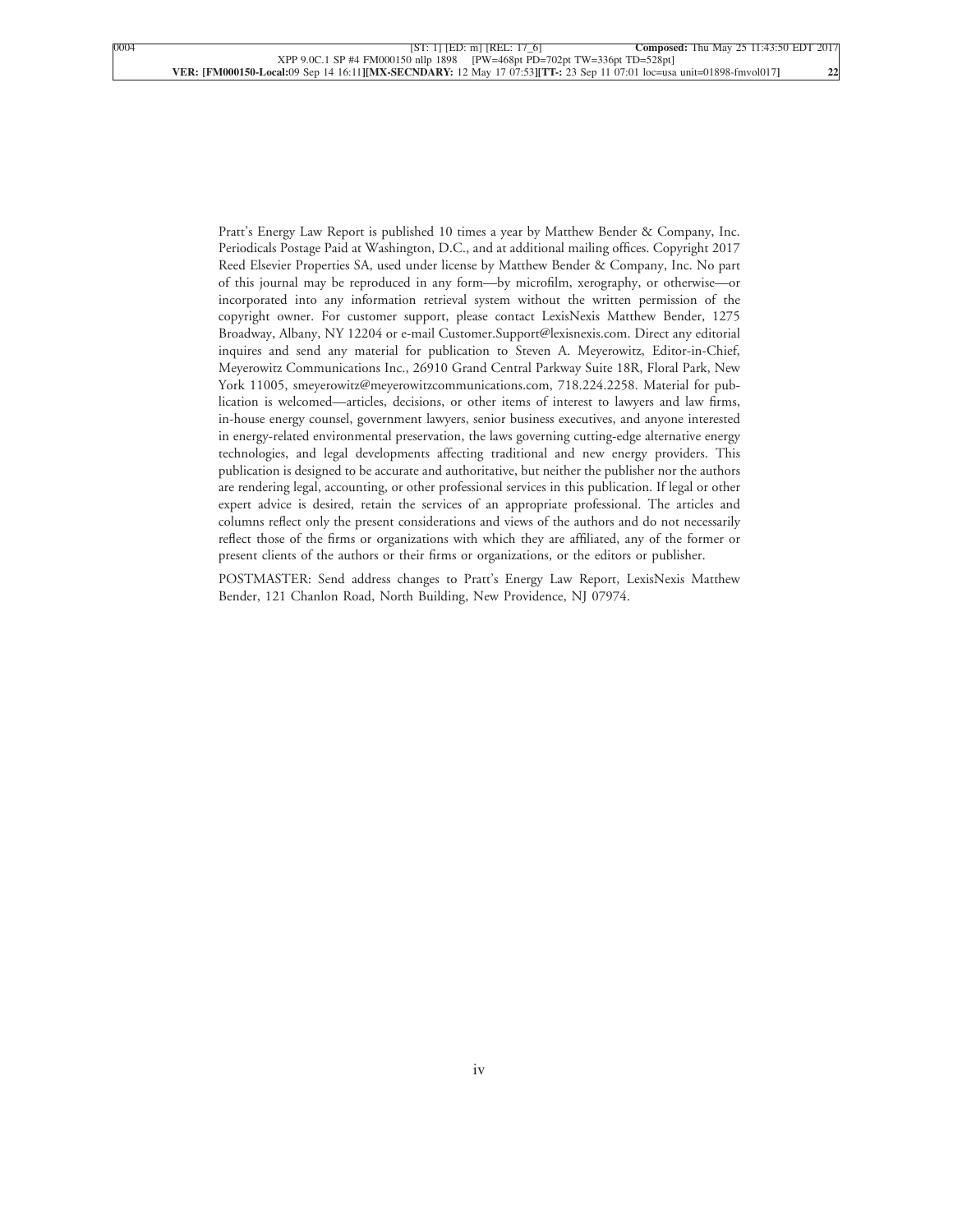Pratt's Energy Law Report is published 10 times a year by Matthew Bender & Company, Inc. Periodicals Postage Paid at Washington, D.C., and at additional mailing offices. Copyright 2017 Reed Elsevier Properties SA, used under license by Matthew Bender & Company, Inc. No part of this journal may be reproduced in any form—by microfilm, xerography, or otherwise—or incorporated into any information retrieval system without the written permission of the copyright owner. For customer support, please contact LexisNexis Matthew Bender, 1275 Broadway, Albany, NY 12204 or e-mail Customer.Support@lexisnexis.com. Direct any editorial inquires and send any material for publication to Steven A. Meyerowitz, Editor-in-Chief, Meyerowitz Communications Inc., 26910 Grand Central Parkway Suite 18R, Floral Park, New York 11005, smeyerowitz@meyerowitzcommunications.com, 718.224.2258. Material for publication is welcomed—articles, decisions, or other items of interest to lawyers and law firms, in-house energy counsel, government lawyers, senior business executives, and anyone interested in energy-related environmental preservation, the laws governing cutting-edge alternative energy technologies, and legal developments affecting traditional and new energy providers. This publication is designed to be accurate and authoritative, but neither the publisher nor the authors are rendering legal, accounting, or other professional services in this publication. If legal or other expert advice is desired, retain the services of an appropriate professional. The articles and columns reflect only the present considerations and views of the authors and do not necessarily reflect those of the firms or organizations with which they are affiliated, any of the former or present clients of the authors or their firms or organizations, or the editors or publisher.

POSTMASTER: Send address changes to Pratt's Energy Law Report, LexisNexis Matthew Bender, 121 Chanlon Road, North Building, New Providence, NJ 07974.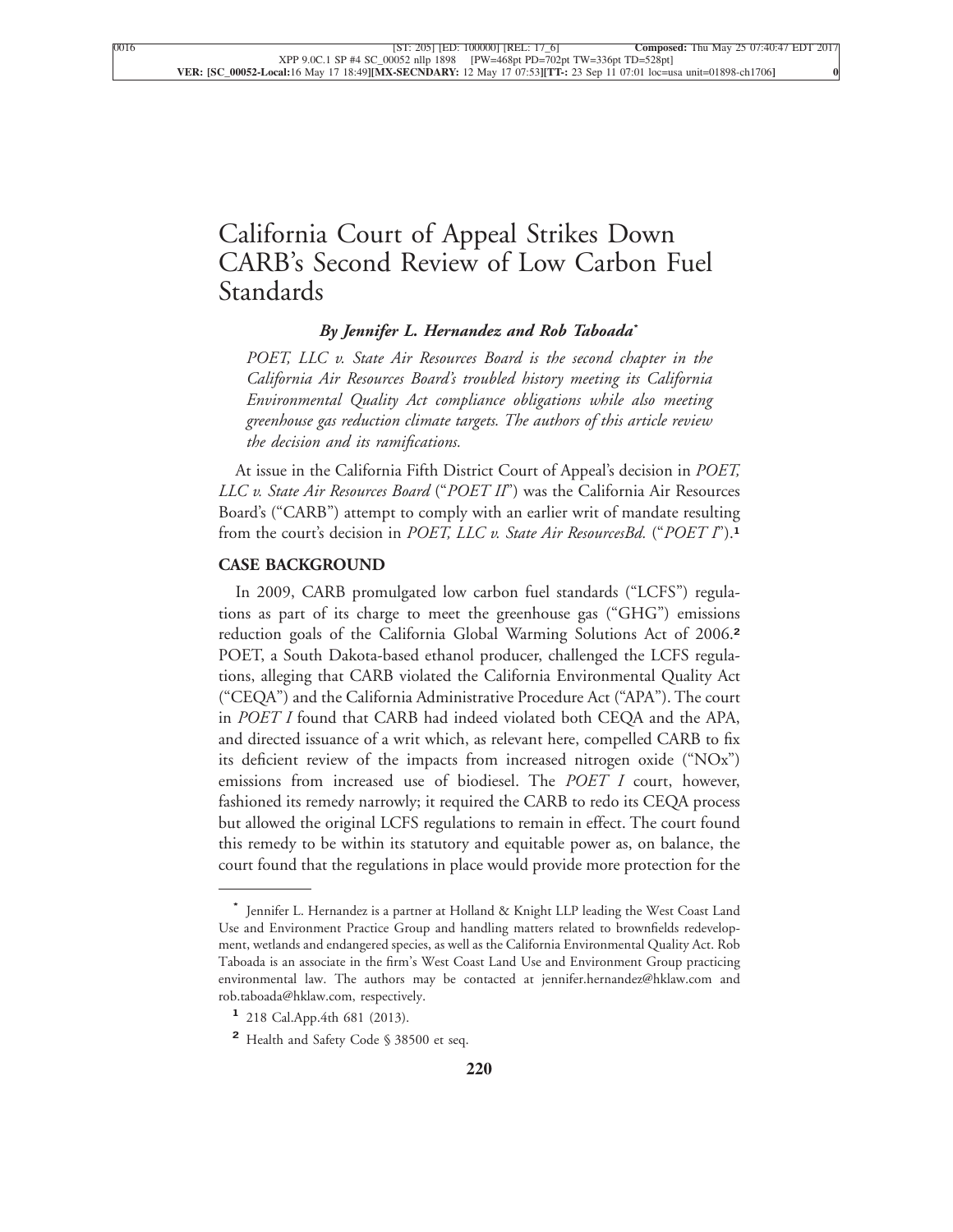# California Court of Appeal Strikes Down CARB's Second Review of Low Carbon Fuel Standards

***By Jennifer L. Hernandez and Rob Taboada****

*POET, LLC v. State Air Resources Board is the second chapter in the California Air Resources Board's troubled history meeting its California Environmental Quality Act compliance obligations while also meeting greenhouse gas reduction climate targets. The authors of this article review the decision and its ramifications.*

At issue in the California Fifth District Court of Appeal's decision in *POET, LLC v. State Air Resources Board* ("*POET II*") was the California Air Resources Board's ("CARB") attempt to comply with an earlier writ of mandate resulting from the court's decision in *POET, LLC v. State Air ResourcesBd.* ("*POET I*").[1]

## CASE BACKGROUND

In 2009, CARB promulgated low carbon fuel standards ("LCFS") regulations as part of its charge to meet the greenhouse gas ("GHG") emissions reduction goals of the California Global Warming Solutions Act of 2006.[2] POET, a South Dakota-based ethanol producer, challenged the LCFS regulations, alleging that CARB violated the California Environmental Quality Act ("CEQA") and the California Administrative Procedure Act ("APA"). The court in *POET I* found that CARB had indeed violated both CEQA and the APA, and directed issuance of a writ which, as relevant here, compelled CARB to fix its deficient review of the impacts from increased nitrogen oxide ("NOx") emissions from increased use of biodiesel. The *POET I* court, however, fashioned its remedy narrowly; it required the CARB to redo its CEQA process but allowed the original LCFS regulations to remain in effect. The court found this remedy to be within its statutory and equitable power as, on balance, the court found that the regulations in place would provide more protection for the

---

\* Jennifer L. Hernandez is a partner at Holland & Knight LLP leading the West Coast Land Use and Environment Practice Group and handling matters related to brownfields redevelopment, wetlands and endangered species, as well as the California Environmental Quality Act. Rob Taboada is an associate in the firm's West Coast Land Use and Environment Group practicing environmental law. The authors may be contacted at jennifer.hernandez@hklaw.com and rob.taboada@hklaw.com, respectively.

[1] 218 Cal.App.4th 681 (2013).

[2] Health and Safety Code § 38500 et seq.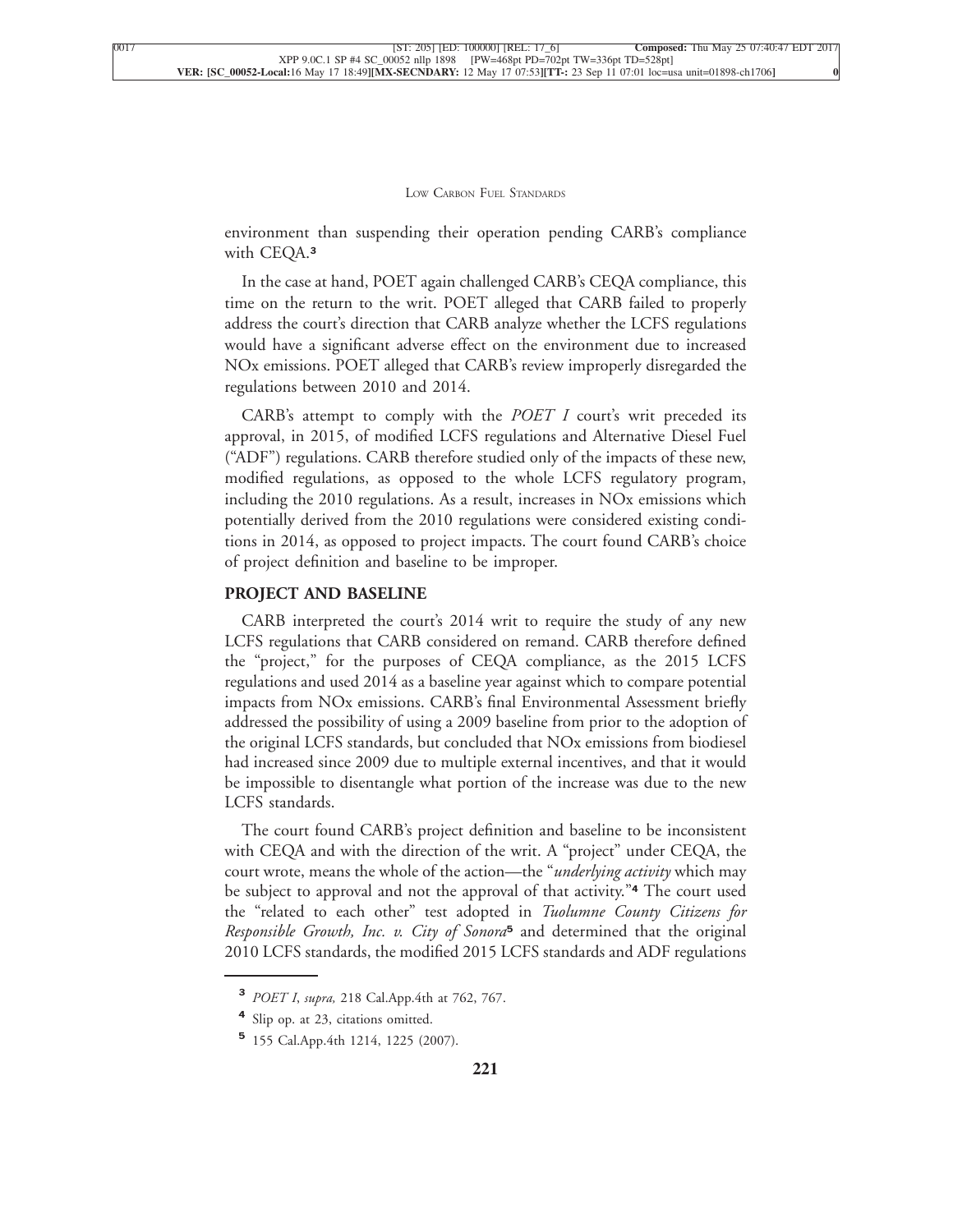environment than suspending their operation pending CARB's compliance with CEQA.[3]

In the case at hand, POET again challenged CARB's CEQA compliance, this time on the return to the writ. POET alleged that CARB failed to properly address the court's direction that CARB analyze whether the LCFS regulations would have a significant adverse effect on the environment due to increased NOx emissions. POET alleged that CARB's review improperly disregarded the regulations between 2010 and 2014.

CARB's attempt to comply with the *POET I* court's writ preceded its approval, in 2015, of modified LCFS regulations and Alternative Diesel Fuel ("ADF") regulations. CARB therefore studied only of the impacts of these new, modified regulations, as opposed to the whole LCFS regulatory program, including the 2010 regulations. As a result, increases in NOx emissions which potentially derived from the 2010 regulations were considered existing conditions in 2014, as opposed to project impacts. The court found CARB's choice of project definition and baseline to be improper.

## PROJECT AND BASELINE

CARB interpreted the court's 2014 writ to require the study of any new LCFS regulations that CARB considered on remand. CARB therefore defined the "project," for the purposes of CEQA compliance, as the 2015 LCFS regulations and used 2014 as a baseline year against which to compare potential impacts from NOx emissions. CARB's final Environmental Assessment briefly addressed the possibility of using a 2009 baseline from prior to the adoption of the original LCFS standards, but concluded that NOx emissions from biodiesel had increased since 2009 due to multiple external incentives, and that it would be impossible to disentangle what portion of the increase was due to the new LCFS standards.

The court found CARB's project definition and baseline to be inconsistent with CEQA and with the direction of the writ. A "project" under CEQA, the court wrote, means the whole of the action—the "*underlying activity* which may be subject to approval and not the approval of that activity."[4] The court used the "related to each other" test adopted in *Tuolumne County Citizens for Responsible Growth, Inc. v. City of Sonora*[5] and determined that the original 2010 LCFS standards, the modified 2015 LCFS standards and ADF regulations

---

[3] *POET I*, *supra,* 218 Cal.App.4th at 762, 767.

[4] Slip op. at 23, citations omitted.

[5] 155 Cal.App.4th 1214, 1225 (2007).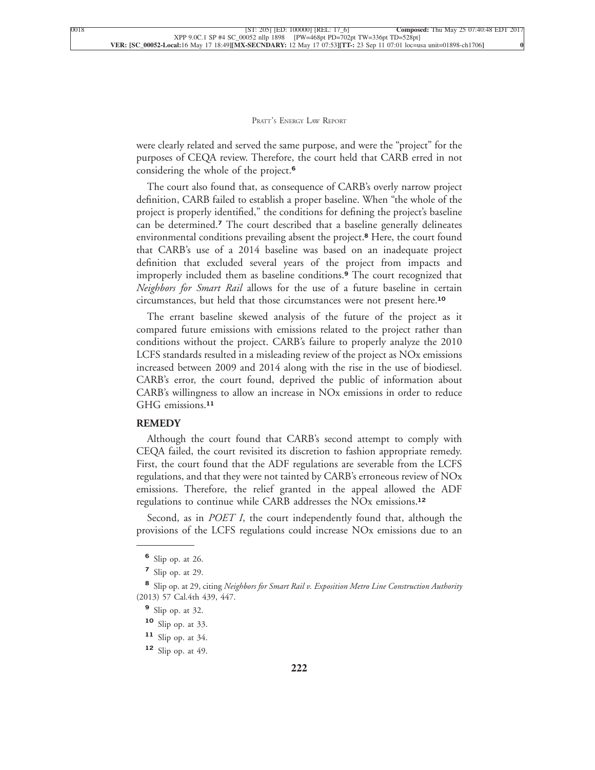were clearly related and served the same purpose, and were the "project" for the purposes of CEQA review. Therefore, the court held that CARB erred in not considering the whole of the project.[6]

The court also found that, as consequence of CARB's overly narrow project definition, CARB failed to establish a proper baseline. When "the whole of the project is properly identified," the conditions for defining the project's baseline can be determined.[7] The court described that a baseline generally delineates environmental conditions prevailing absent the project.[8] Here, the court found that CARB's use of a 2014 baseline was based on an inadequate project definition that excluded several years of the project from impacts and improperly included them as baseline conditions.[9] The court recognized that *Neighbors for Smart Rail* allows for the use of a future baseline in certain circumstances, but held that those circumstances were not present here.[10]

The errant baseline skewed analysis of the future of the project as it compared future emissions with emissions related to the project rather than conditions without the project. CARB's failure to properly analyze the 2010 LCFS standards resulted in a misleading review of the project as NOx emissions increased between 2009 and 2014 along with the rise in the use of biodiesel. CARB's error, the court found, deprived the public of information about CARB's willingness to allow an increase in NOx emissions in order to reduce GHG emissions.[11]

## REMEDY

Although the court found that CARB's second attempt to comply with CEQA failed, the court revisited its discretion to fashion appropriate remedy. First, the court found that the ADF regulations are severable from the LCFS regulations, and that they were not tainted by CARB's erroneous review of NOx emissions. Therefore, the relief granted in the appeal allowed the ADF regulations to continue while CARB addresses the NOx emissions.[12]

Second, as in *POET I*, the court independently found that, although the provisions of the LCFS regulations could increase NOx emissions due to an

---

[6] Slip op. at 26.

[7] Slip op. at 29.

[8] Slip op. at 29, citing *Neighbors for Smart Rail v. Exposition Metro Line Construction Authority* (2013) 57 Cal.4th 439, 447.

[9] Slip op. at 32.

[10] Slip op. at 33.

[11] Slip op. at 34.

[12] Slip op. at 49.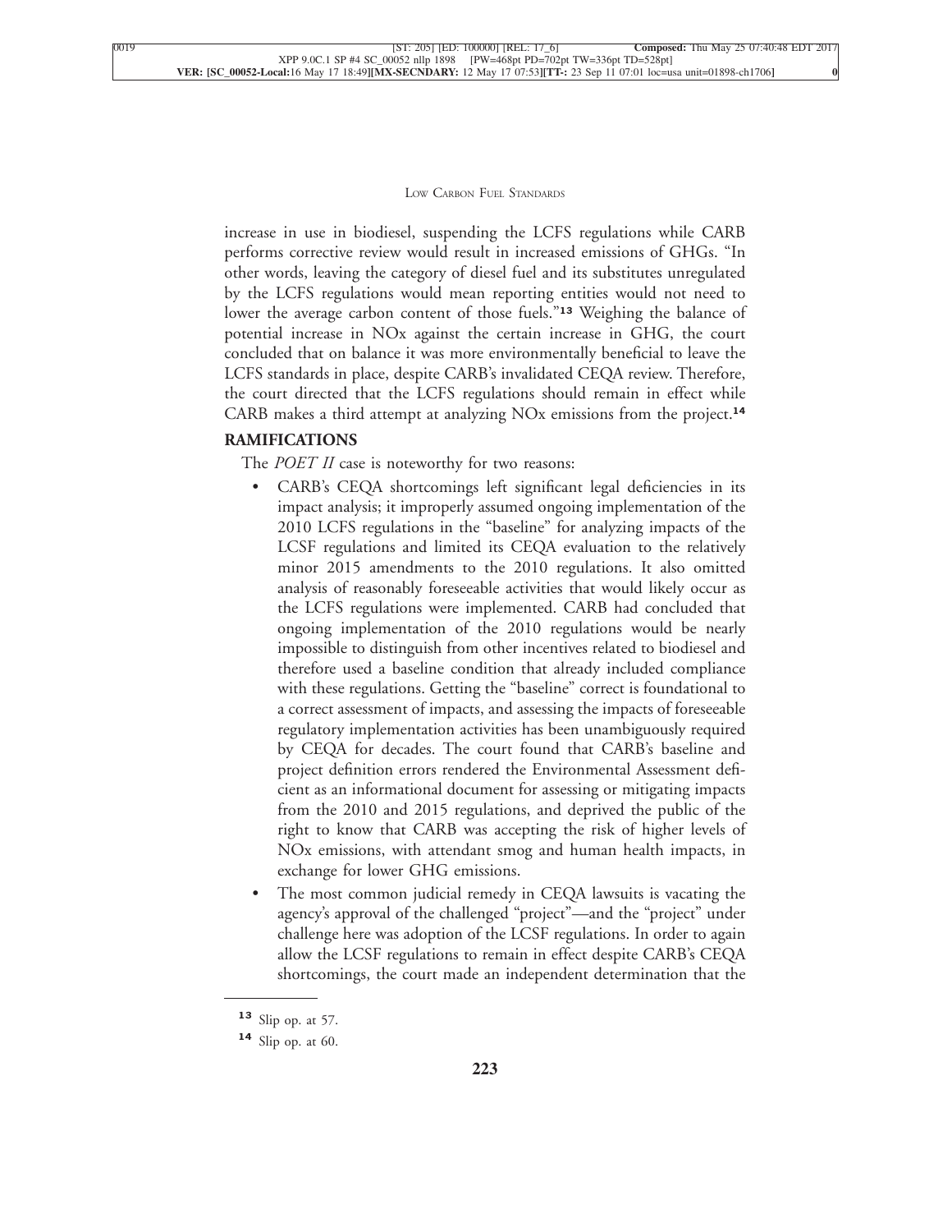increase in use in biodiesel, suspending the LCFS regulations while CARB performs corrective review would result in increased emissions of GHGs. "In other words, leaving the category of diesel fuel and its substitutes unregulated by the LCFS regulations would mean reporting entities would not need to lower the average carbon content of those fuels."[13] Weighing the balance of potential increase in NOx against the certain increase in GHG, the court concluded that on balance it was more environmentally beneficial to leave the LCFS standards in place, despite CARB's invalidated CEQA review. Therefore, the court directed that the LCFS regulations should remain in effect while CARB makes a third attempt at analyzing NOx emissions from the project.[14]

## RAMIFICATIONS

The *POET II* case is noteworthy for two reasons:

- CARB's CEQA shortcomings left significant legal deficiencies in its impact analysis; it improperly assumed ongoing implementation of the 2010 LCFS regulations in the "baseline" for analyzing impacts of the LCSF regulations and limited its CEQA evaluation to the relatively minor 2015 amendments to the 2010 regulations. It also omitted analysis of reasonably foreseeable activities that would likely occur as the LCFS regulations were implemented. CARB had concluded that ongoing implementation of the 2010 regulations would be nearly impossible to distinguish from other incentives related to biodiesel and therefore used a baseline condition that already included compliance with these regulations. Getting the "baseline" correct is foundational to a correct assessment of impacts, and assessing the impacts of foreseeable regulatory implementation activities has been unambiguously required by CEQA for decades. The court found that CARB's baseline and project definition errors rendered the Environmental Assessment deficient as an informational document for assessing or mitigating impacts from the 2010 and 2015 regulations, and deprived the public of the right to know that CARB was accepting the risk of higher levels of NOx emissions, with attendant smog and human health impacts, in exchange for lower GHG emissions.
- The most common judicial remedy in CEQA lawsuits is vacating the agency's approval of the challenged "project"—and the "project" under challenge here was adoption of the LCSF regulations. In order to again allow the LCSF regulations to remain in effect despite CARB's CEQA shortcomings, the court made an independent determination that the

---

[13] Slip op. at 57.

[14] Slip op. at 60.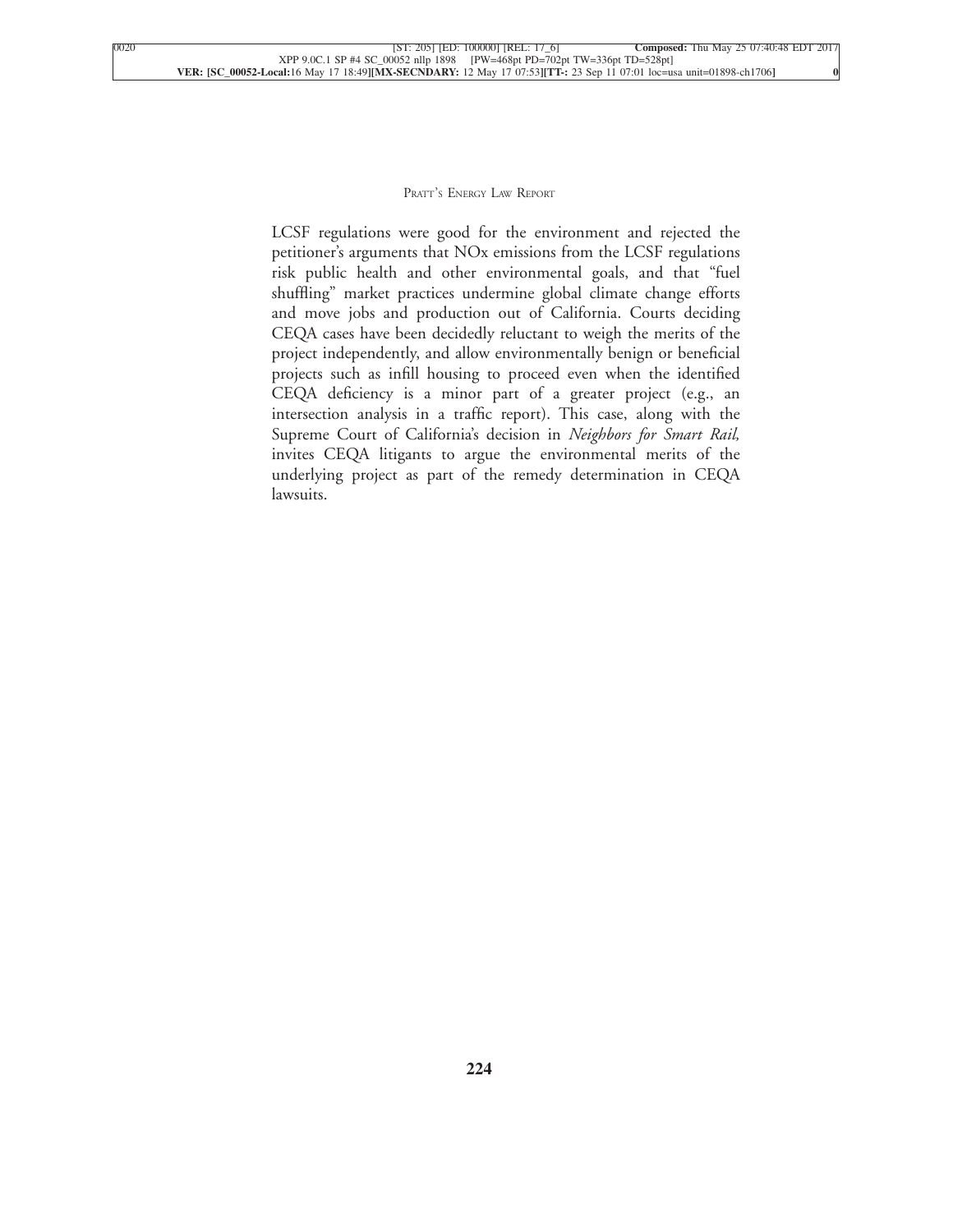LCSF regulations were good for the environment and rejected the petitioner's arguments that NOx emissions from the LCSF regulations risk public health and other environmental goals, and that "fuel shuffling" market practices undermine global climate change efforts and move jobs and production out of California. Courts deciding CEQA cases have been decidedly reluctant to weigh the merits of the project independently, and allow environmentally benign or beneficial projects such as infill housing to proceed even when the identified CEQA deficiency is a minor part of a greater project (e.g., an intersection analysis in a traffic report). This case, along with the Supreme Court of California's decision in *Neighbors for Smart Rail,* invites CEQA litigants to argue the environmental merits of the underlying project as part of the remedy determination in CEQA lawsuits.